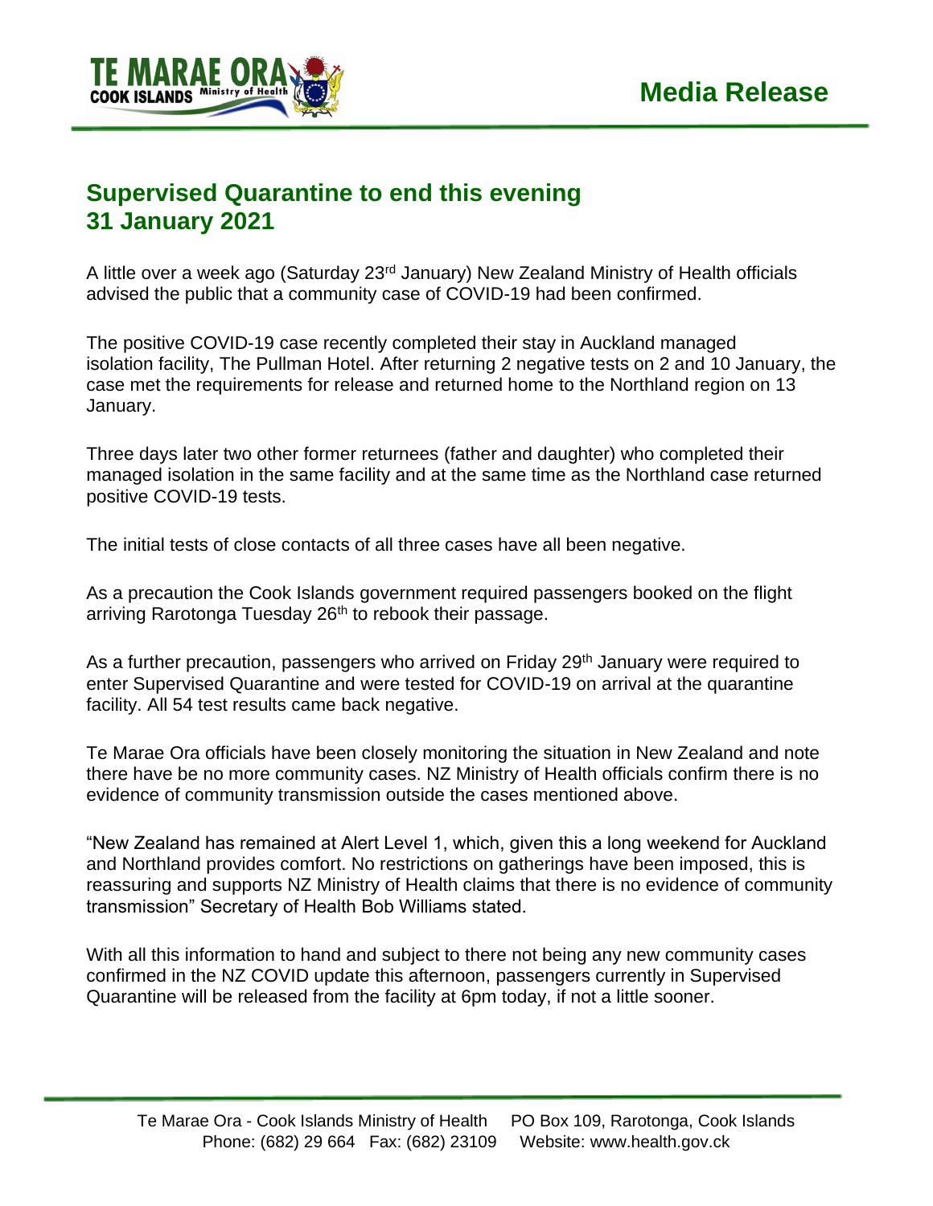# Media Release

## Supervised Quarantine to end this evening
## 31 January 2021

A little over a week ago (Saturday 23rd January) New Zealand Ministry of Health officials advised the public that a community case of COVID-19 had been confirmed.

The positive COVID-19 case recently completed their stay in Auckland managed isolation facility, The Pullman Hotel. After returning 2 negative tests on 2 and 10 January, the case met the requirements for release and returned home to the Northland region on 13 January.

Three days later two other former returnees (father and daughter) who completed their managed isolation in the same facility and at the same time as the Northland case returned positive COVID-19 tests.

The initial tests of close contacts of all three cases have all been negative.

As a precaution the Cook Islands government required passengers booked on the flight arriving Rarotonga Tuesday 26th to rebook their passage.

As a further precaution, passengers who arrived on Friday 29th January were required to enter Supervised Quarantine and were tested for COVID-19 on arrival at the quarantine facility. All 54 test results came back negative.

Te Marae Ora officials have been closely monitoring the situation in New Zealand and note there have be no more community cases. NZ Ministry of Health officials confirm there is no evidence of community transmission outside the cases mentioned above.

"New Zealand has remained at Alert Level 1, which, given this a long weekend for Auckland and Northland provides comfort. No restrictions on gatherings have been imposed, this is reassuring and supports NZ Ministry of Health claims that there is no evidence of community transmission" Secretary of Health Bob Williams stated.

With all this information to hand and subject to there not being any new community cases confirmed in the NZ COVID update this afternoon, passengers currently in Supervised Quarantine will be released from the facility at 6pm today, if not a little sooner.

Te Marae Ora - Cook Islands Ministry of Health PO Box 109, Rarotonga, Cook Islands
Phone: (682) 29 664 Fax: (682) 23109 Website: www.health.gov.ck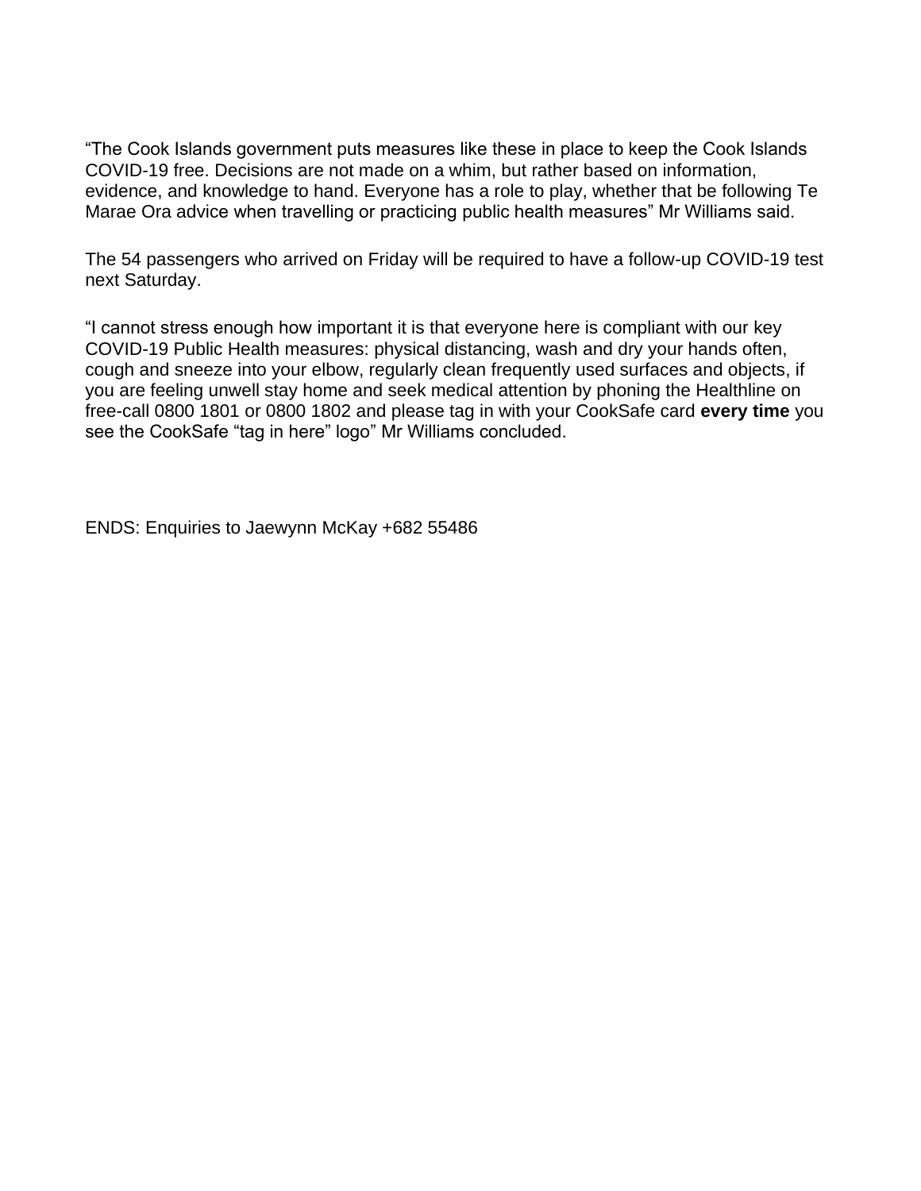"The Cook Islands government puts measures like these in place to keep the Cook Islands COVID-19 free. Decisions are not made on a whim, but rather based on information, evidence, and knowledge to hand. Everyone has a role to play, whether that be following Te Marae Ora advice when travelling or practicing public health measures" Mr Williams said.

The 54 passengers who arrived on Friday will be required to have a follow-up COVID-19 test next Saturday.

"I cannot stress enough how important it is that everyone here is compliant with our key COVID-19 Public Health measures: physical distancing, wash and dry your hands often, cough and sneeze into your elbow, regularly clean frequently used surfaces and objects, if you are feeling unwell stay home and seek medical attention by phoning the Healthline on free-call 0800 1801 or 0800 1802 and please tag in with your CookSafe card **every time** you see the CookSafe "tag in here" logo" Mr Williams concluded.

ENDS: Enquiries to Jaewynn McKay +682 55486